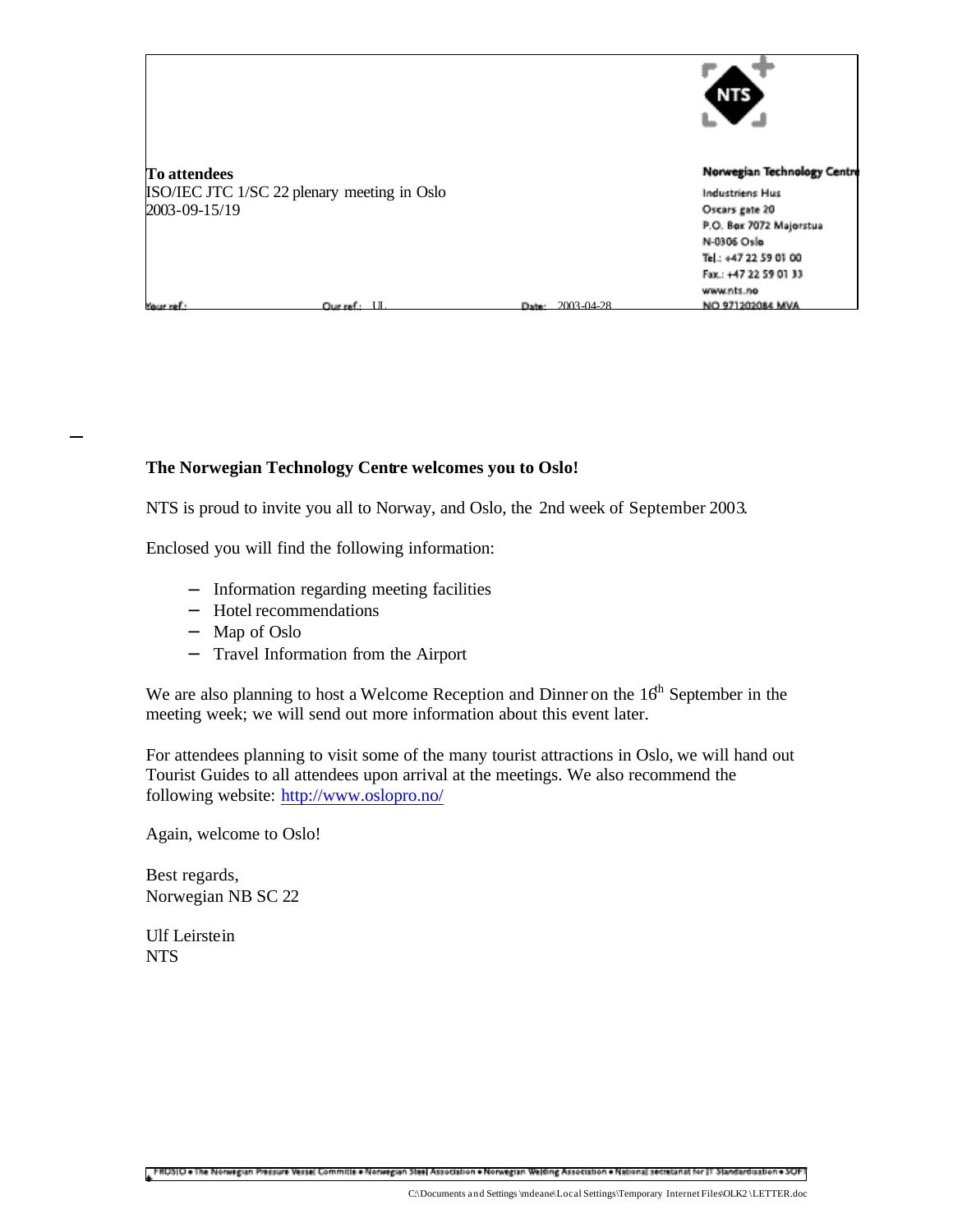**To attendees**
ISO/IEC JTC 1/SC 22 plenary meeting in Oslo
2003-09-15/19

**Norwegian Technology Centre**
Industriens Hus
Oscars gate 20
P.O. Box 7072 Majorstua
N-0306 Oslo
Tel.: +47 22 59 01 00
Fax.: +47 22 59 01 33
www.nts.no
NO 971202084 MVA

Your ref.: Our ref.: UL Date: 2003-04-28

**The Norwegian Technology Centre welcomes you to Oslo!**

NTS is proud to invite you all to Norway, and Oslo, the 2nd week of September 2003.

Enclosed you will find the following information:

- Information regarding meeting facilities
- Hotel recommendations
- Map of Oslo
- Travel Information from the Airport

We are also planning to host a Welcome Reception and Dinner on the 16th September in the meeting week; we will send out more information about this event later.

For attendees planning to visit some of the many tourist attractions in Oslo, we will hand out Tourist Guides to all attendees upon arrival at the meetings. We also recommend the following website: http://www.oslopro.no/

Again, welcome to Oslo!

Best regards,
Norwegian NB SC 22

Ulf Leirstein
NTS

PROSIO • The Norwegian Pressure Vessel Committe • Norwegian Steel Association • Norwegian Welding Association • National secretariat for IT Standardisation • SOFT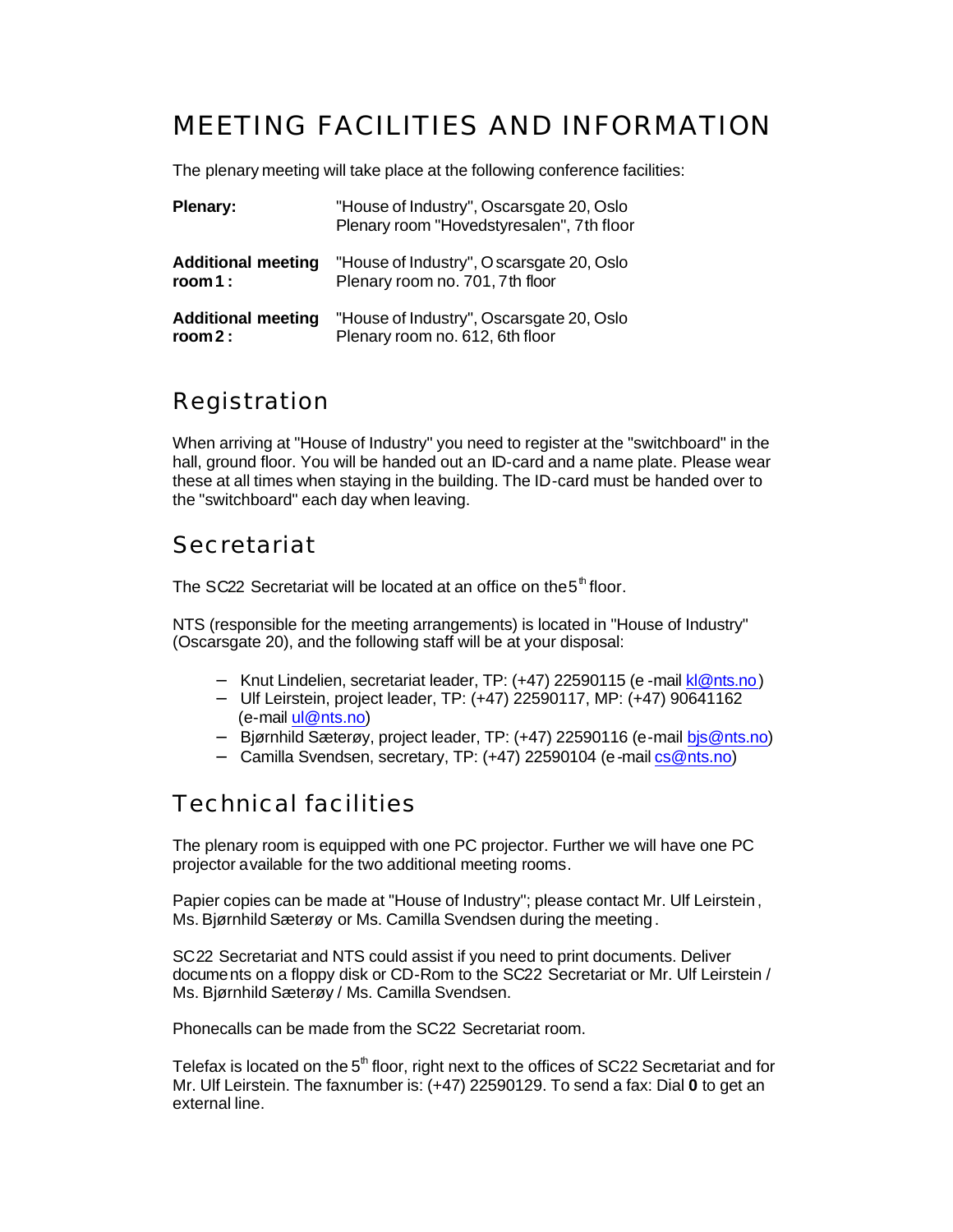# MEETING FACILITIES AND INFORMATION

The plenary meeting will take place at the following conference facilities:

| | |
|---|---|
| **Plenary:** | "House of Industry", Oscarsgate 20, Oslo<br>Plenary room "Hovedstyresalen", 7th floor |
| **Additional meeting room 1:** | "House of Industry", Oscarsgate 20, Oslo<br>Plenary room no. 701, 7th floor |
| **Additional meeting room 2:** | "House of Industry", Oscarsgate 20, Oslo<br>Plenary room no. 612, 6th floor |

## Registration

When arriving at "House of Industry" you need to register at the "switchboard" in the hall, ground floor. You will be handed out an ID-card and a name plate. Please wear these at all times when staying in the building. The ID-card must be handed over to the "switchboard" each day when leaving.

## Secretariat

The SC22 Secretariat will be located at an office on the 5th floor.

NTS (responsible for the meeting arrangements) is located in "House of Industry" (Oscarsgate 20), and the following staff will be at your disposal:

- Knut Lindelien, secretariat leader, TP: (+47) 22590115 (e-mail kl@nts.no)
- Ulf Leirstein, project leader, TP: (+47) 22590117, MP: (+47) 90641162 (e-mail ul@nts.no)
- Bjørnhild Sæterøy, project leader, TP: (+47) 22590116 (e-mail bjs@nts.no)
- Camilla Svendsen, secretary, TP: (+47) 22590104 (e-mail cs@nts.no)

## Technical facilities

The plenary room is equipped with one PC projector. Further we will have one PC projector available for the two additional meeting rooms.

Papier copies can be made at "House of Industry"; please contact Mr. Ulf Leirstein, Ms. Bjørnhild Sæterøy or Ms. Camilla Svendsen during the meeting.

SC22 Secretariat and NTS could assist if you need to print documents. Deliver documents on a floppy disk or CD-Rom to the SC22 Secretariat or Mr. Ulf Leirstein / Ms. Bjørnhild Sæterøy / Ms. Camilla Svendsen.

Phonecalls can be made from the SC22 Secretariat room.

Telefax is located on the 5th floor, right next to the offices of SC22 Secretariat and for Mr. Ulf Leirstein. The faxnumber is: (+47) 22590129. To send a fax: Dial **0** to get an external line.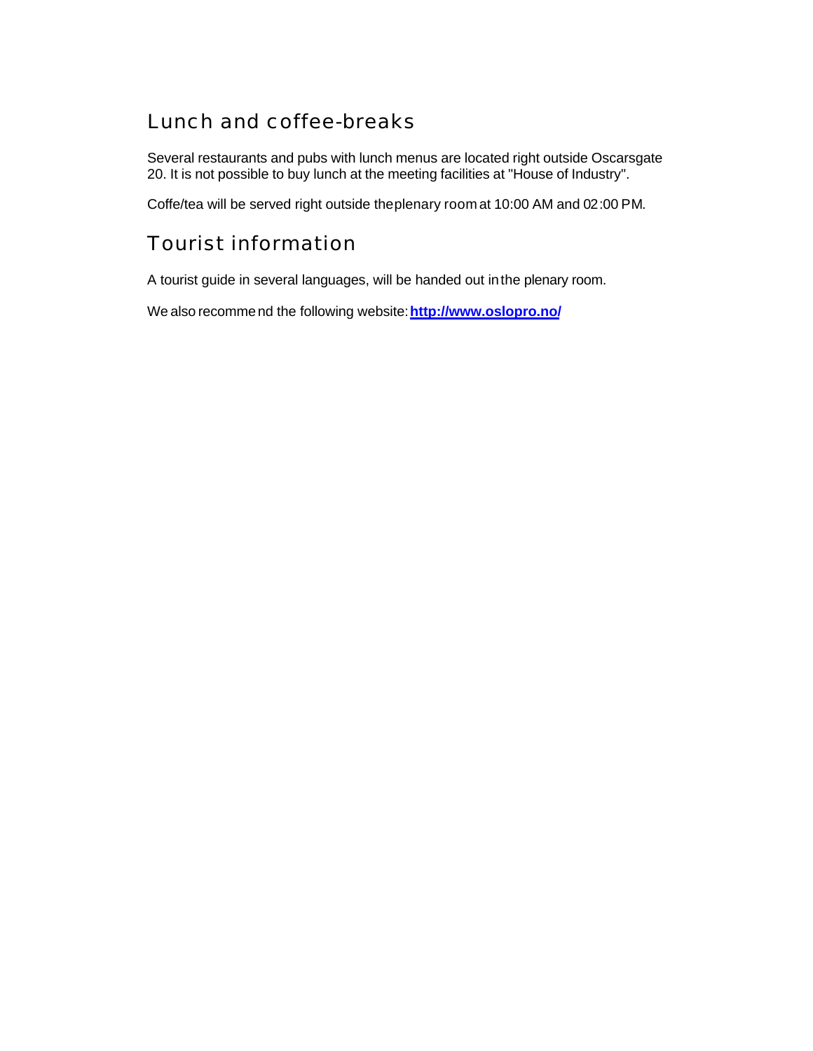## Lunch and coffee-breaks

Several restaurants and pubs with lunch menus are located right outside Oscarsgate 20. It is not possible to buy lunch at the meeting facilities at "House of Industry".

Coffe/tea will be served right outside the plenary room at 10:00 AM and 02:00 PM.

## Tourist information

A tourist guide in several languages, will be handed out in the plenary room.

We also recommend the following website: **http://www.oslopro.no/**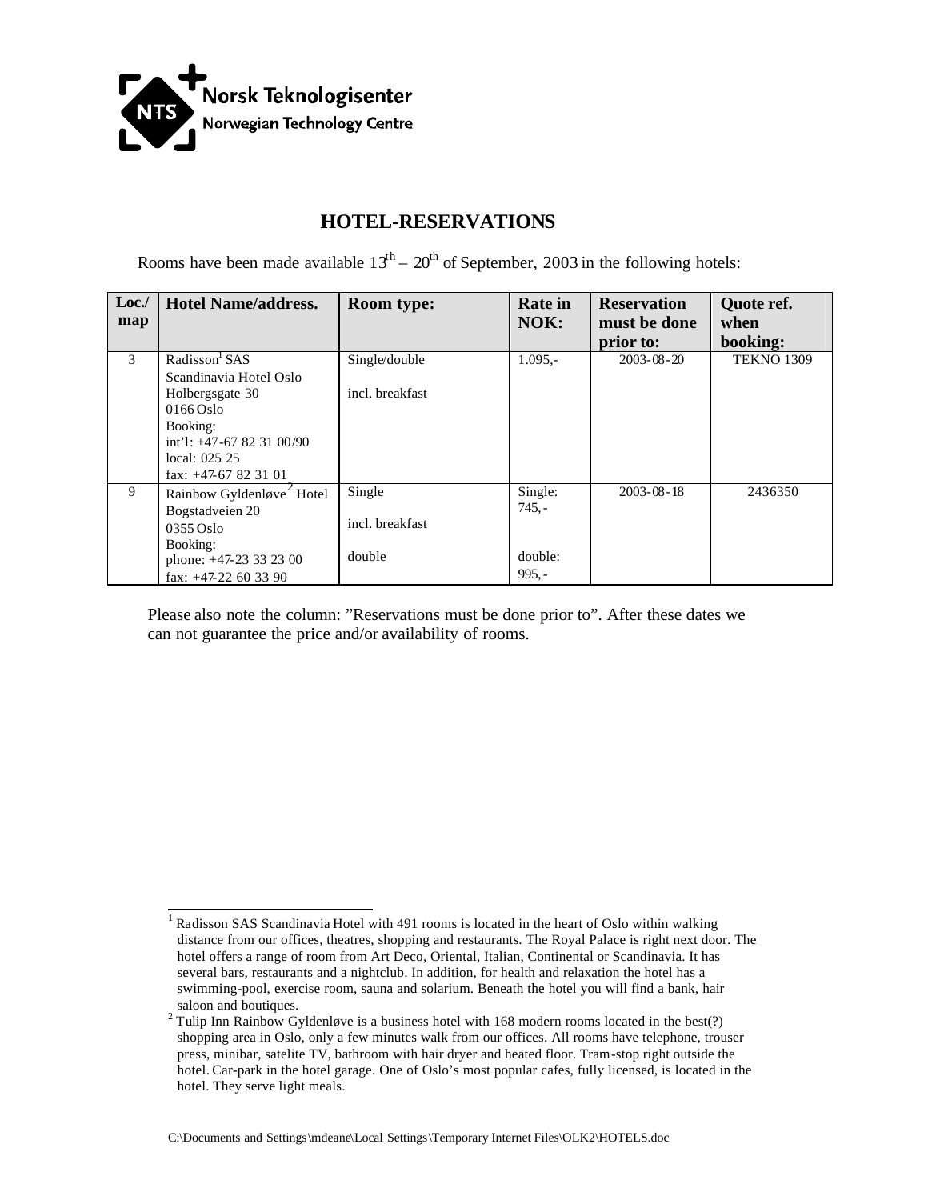Norsk Teknologisenter
Norwegian Technology Centre

## HOTEL-RESERVATIONS

Rooms have been made available 13th – 20th of September, 2003 in the following hotels:

| Loc./ map | Hotel Name/address. | Room type: | Rate in NOK: | Reservation must be done prior to: | Quote ref. when booking: |
|---|---|---|---|---|---|
| 3 | Radisson[1] SAS Scandinavia Hotel Oslo<br>Holbergsgate 30<br>0166 Oslo<br>Booking:<br>int'l: +47-67 82 31 00/90<br>local: 025 25<br>fax: +47-67 82 31 01 | Single/double<br>incl. breakfast | 1.095,- | 2003-08-20 | TEKNO 1309 |
| 9 | Rainbow Gyldenløve[2] Hotel<br>Bogstadveien 20<br>0355 Oslo<br>Booking:<br>phone: +47-23 33 23 00<br>fax: +47-22 60 33 90 | Single<br>incl. breakfast<br>double | Single: 745,-<br>double: 995,- | 2003-08-18 | 2436350 |

Please also note the column: "Reservations must be done prior to". After these dates we can not guarantee the price and/or availability of rooms.

[1] Radisson SAS Scandinavia Hotel with 491 rooms is located in the heart of Oslo within walking distance from our offices, theatres, shopping and restaurants. The Royal Palace is right next door. The hotel offers a range of room from Art Deco, Oriental, Italian, Continental or Scandinavia. It has several bars, restaurants and a nightclub. In addition, for health and relaxation the hotel has a swimming-pool, exercise room, sauna and solarium. Beneath the hotel you will find a bank, hair saloon and boutiques.

[2] Tulip Inn Rainbow Gyldenløve is a business hotel with 168 modern rooms located in the best(?) shopping area in Oslo, only a few minutes walk from our offices. All rooms have telephone, trouser press, minibar, satelite TV, bathroom with hair dryer and heated floor. Tram-stop right outside the hotel. Car-park in the hotel garage. One of Oslo's most popular cafes, fully licensed, is located in the hotel. They serve light meals.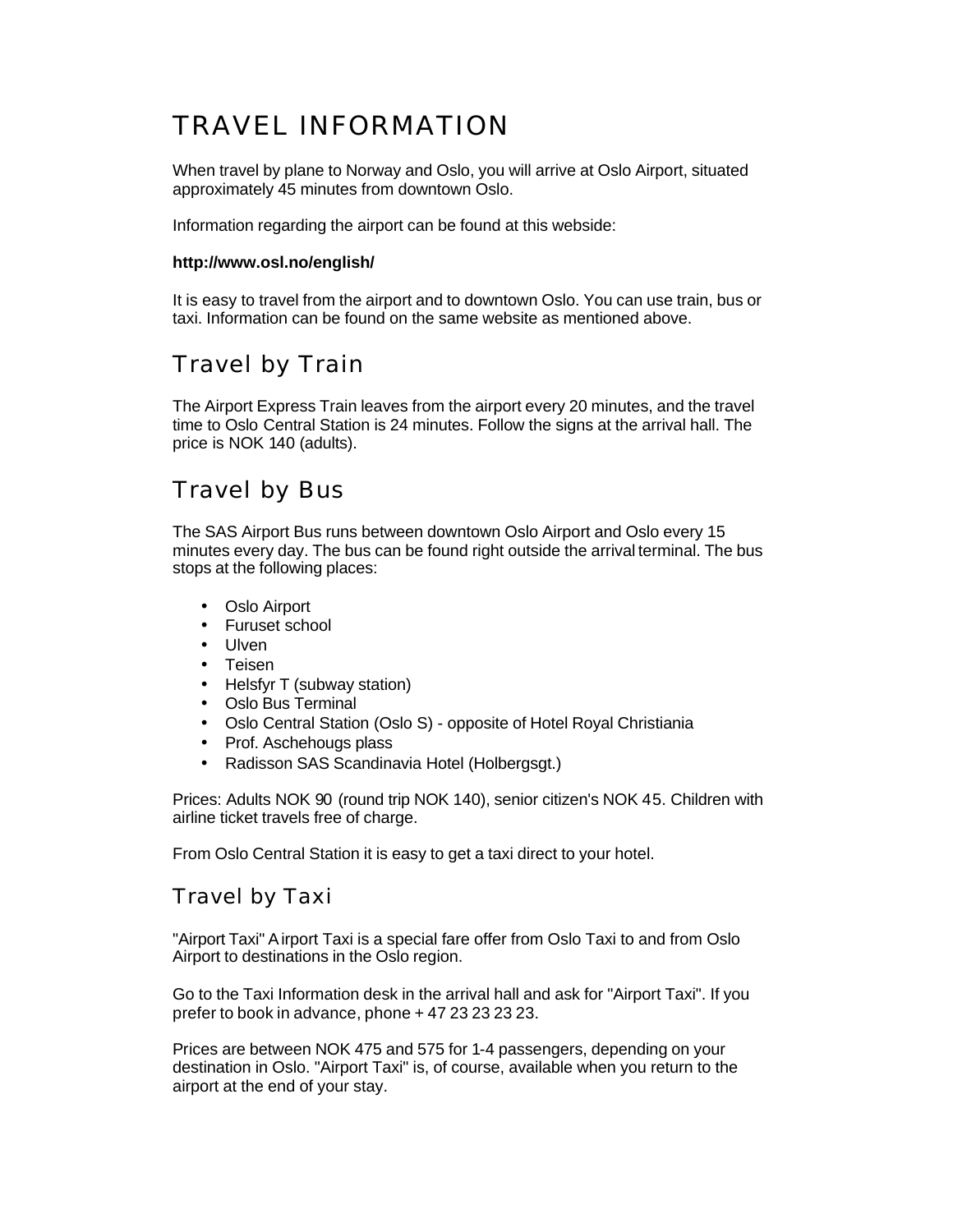# TRAVEL INFORMATION

When travel by plane to Norway and Oslo, you will arrive at Oslo Airport, situated approximately 45 minutes from downtown Oslo.

Information regarding the airport can be found at this webside:

**http://www.osl.no/english/**

It is easy to travel from the airport and to downtown Oslo. You can use train, bus or taxi. Information can be found on the same website as mentioned above.

## Travel by Train

The Airport Express Train leaves from the airport every 20 minutes, and the travel time to Oslo Central Station is 24 minutes. Follow the signs at the arrival hall. The price is NOK 140 (adults).

## Travel by Bus

The SAS Airport Bus runs between downtown Oslo Airport and Oslo every 15 minutes every day. The bus can be found right outside the arrival terminal. The bus stops at the following places:

- Oslo Airport
- Furuset school
- Ulven
- Teisen
- Helsfyr T (subway station)
- Oslo Bus Terminal
- Oslo Central Station (Oslo S) - opposite of Hotel Royal Christiania
- Prof. Aschehougs plass
- Radisson SAS Scandinavia Hotel (Holbergsgt.)

Prices: Adults NOK 90 (round trip NOK 140), senior citizen's NOK 45. Children with airline ticket travels free of charge.

From Oslo Central Station it is easy to get a taxi direct to your hotel.

## Travel by Taxi

"Airport Taxi" Airport Taxi is a special fare offer from Oslo Taxi to and from Oslo Airport to destinations in the Oslo region.

Go to the Taxi Information desk in the arrival hall and ask for "Airport Taxi". If you prefer to book in advance, phone + 47 23 23 23 23.

Prices are between NOK 475 and 575 for 1-4 passengers, depending on your destination in Oslo. "Airport Taxi" is, of course, available when you return to the airport at the end of your stay.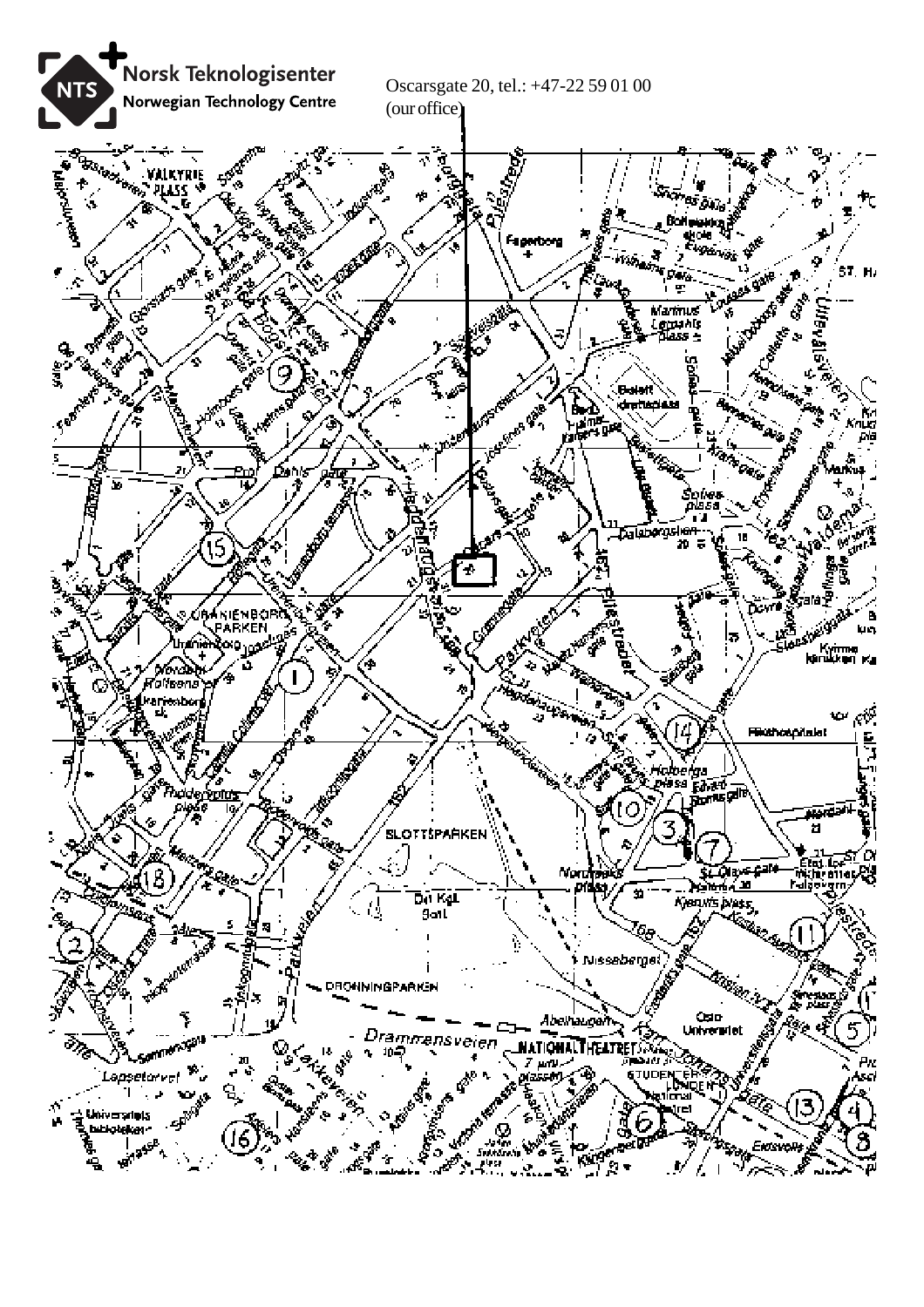Norsk Teknologisenter

Norwegian Technology Centre

Oscarsgate 20, tel.: +47-22 59 01 00

(our office)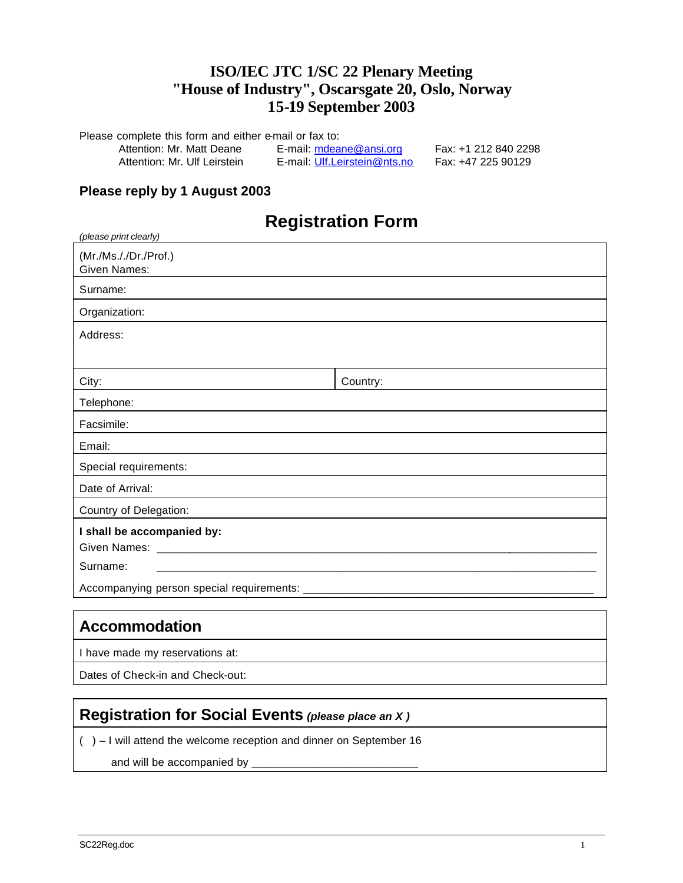# ISO/IEC JTC 1/SC 22 Plenary Meeting
# "House of Industry", Oscarsgate 20, Oslo, Norway
# 15-19 September 2003

Please complete this form and either e-mail or fax to:

| | | |
|---|---|---|
| Attention: Mr. Matt Deane | E-mail: mdeane@ansi.org | Fax: +1 212 840 2298 |
| Attention: Mr. Ulf Leirstein | E-mail: Ulf.Leirstein@nts.no | Fax: +47 225 90129 |

**Please reply by 1 August 2003**

## Registration Form

*(please print clearly)*

(Mr./Ms./Dr./Prof.)
Given Names:

Surname:

Organization:

Address:

City: | Country:

Telephone:

Facsimile:

Email:

Special requirements:

Date of Arrival:

Country of Delegation:

**I shall be accompanied by:**

Given Names: ______________________________________________________________

Surname: ______________________________________________________________

Accompanying person special requirements: ________________________________________

## Accommodation

I have made my reservations at:

Dates of Check-in and Check-out:

## Registration for Social Events *(please place an X )*

( ) – I will attend the welcome reception and dinner on September 16

and will be accompanied by __________________________